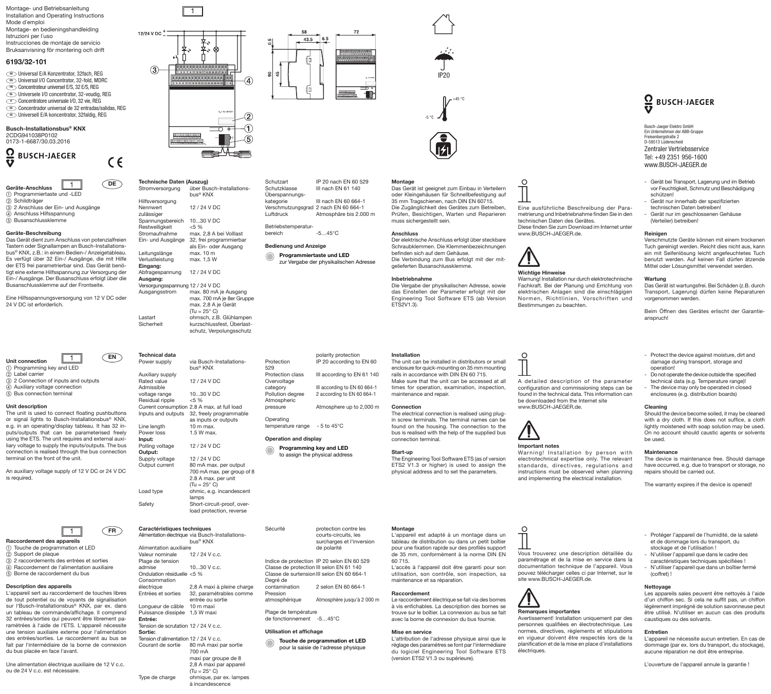Montage- und Betriebsanleitung
Installation and Operating Instructions
Mode d´emploi
Montage- en bedieningshandleiding
Istruzioni per l´uso
Instrucciones de montaje de servicio
Bruksanvisning för montering och drift

**6193/32-101**

DE Universal E/A Konzentrator, 32fach, REG
EN Universal I/O Concentrator, 32-fold, MDRC
FR Concentrateur universel E/S, 32 E/S, REG
NL Universele I/O concentrator, 32-voudig, REG
IT Concentratore universale I/O, 32 vie, REG
ES Concentrador universal de 32 entradas/salidas, REG
SE Universell E/A koncentrator, 32faldig, REG

**Busch-Installationsbus® KNX**
2CDG941038P0102
0173-1-6687/30.03.2016

BUSCH-JAEGER

1

12/24 V DC

IP20

-5 °C +45 °C

BUSCH-JAEGER

Busch-Jaeger Elektro GmbH
Ein Unternehmen der ABB-Gruppe
Freisenbergstraße 2
D-58513 Lüdenscheid
Zentraler Vertriebsservice
Tel: +49 2351 956-1600
www.BUSCH-JAEGER.de

## DE

### Geräte-Anschluss 1

① Programmiertaste und -LED
② Schildträger
③ 2 Anschluss der Ein- und Ausgänge
④ Anschluss Hilfsspannung
⑤ Busanschlussklemme

### Geräte-Beschreibung

Das Gerät dient zum Anschluss von potenzialfreien Tastern oder Signallampen an Busch-Installationsbus® KNX, z.B.: in einem Bedien-/ Anzeigetableau. Es verfügt über 32 Ein-/ Ausgänge, die mit Hilfe der ETS frei parametrierbar sind. Das Gerät benötigt eine externe Hilfsspannung zur Versorgung der Ein-/ Ausgänge. Der Busanschluss erfolgt über die Busanschlussklemme auf der Frontseite.

Eine Hilfsspannungsversorgung von 12 V DC oder 24 V DC ist erforderlich.

### Technische Daten (Auszug)

| | |
|---|---|
| Stromversorgung | über Busch-Installationsbus® KNX |
| Hilfsversorgung | |
| Nennwert | 12 / 24 V DC |
| zulässiger Spannungsbereich | 10...30 V DC |
| Restwelligkeit | <5 % |
| Stromaufnahme | max. 2,8 A bei Volllast |
| Ein- und Ausgänge | 32, frei programmierbar als Ein- oder Ausgang |
| Leitungslänge | max. 10 m |
| Verlustleistung | max. 1,5 W |
| **Eingang:** | |
| Abfragespannung | 12 / 24 V DC |
| **Ausgang:** | |
| Versorgungsspannung | 12 / 24 V DC |
| Ausgangsstrom | max. 80 mA je Ausgang<br>max. 700 mA je 8er Gruppe<br>max. 2,8 A je Gerät<br>(Tu = 25° C) |
| Lastart | ohmsch, z.B. Glühlampen |
| Sicherheit | kurzschlussfest, Überlastschutz, Verpolungsschutz |
| Schutzart | IP 20 nach EN 60 529 |
| Schutzklasse | III nach EN 61 140 |
| Überspannungskategorie | III nach EN 60 664-1 |
| Verschmutzungsgrad | 2 nach EN 60 664-1 |
| Luftdruck | Atmosphäre bis 2.000 m |
| Betriebstemperaturbereich | -5...45°C |

### Bedienung und Anzeige

**Programmiertaste und LED**
zur Vergabe der physikalischen Adresse

### Montage

Das Gerät ist geeignet zum Einbau in Verteilern oder Kleingehäusen für Schnellbefestigung auf 35 mm Tragschienen, nach DIN EN 60715.
Die Zugänglichkeit des Gerätes zum Betreiben, Prüfen, Besichtigen, Warten und Reparieren muss sichergestellt sein.

### Anschluss

Der elektrische Anschluss erfolgt über steckbare Schraubklemmen. Die Klemmenbezeichnungen befinden sich auf dem Gehäuse.
Die Verbindung zum Bus erfolgt mit der mitgelieferten Busanschlussklemme.

### Inbetriebnahme

Die Vergabe der physikalischen Adresse, sowie das Einstellen der Parameter erfolgt mit der Engineering Tool Software ETS (ab Version ETS2V1.3).

Eine ausführliche Beschreibung der Parametrierung und Inbetriebnahme finden Sie in den technischen Daten des Gerätes.
Diese finden Sie zum Download im Internet unter www.BUSCH-JAEGER.de.

### Wichtige Hinweise

Warnung! Installation nur durch elektrotechnische Fachkraft. Bei der Planung und Errichtung von elektrischen Anlagen sind die einschlägigen Normen, Richtlinien, Vorschriften und Bestimmungen zu beachten.

- Gerät bei Transport, Lagerung und im Betrieb vor Feuchtigkeit, Schmutz und Beschädigung schützen!
- Gerät nur innerhalb der spezifizierten technischen Daten betreiben!
- Gerät nur im geschlossenen Gehäuse (Verteiler) betreiben!

### Reinigen

Verschmutzte Geräte können mit einem trockenen Tuch gereinigt werden. Reicht dies nicht aus, kann ein mit Seifenlösung leicht angefeuchtetes Tuch benutzt werden. Auf keinen Fall dürfen ätzende Mittel oder Lösungsmittel verwendet werden.

### Wartung

Das Gerät ist wartungsfrei. Bei Schäden (z.B. durch Transport, Lagerung) dürfen keine Reparaturen vorgenommen werden.

Beim Öffnen des Gerätes erlischt der Garantieanspruch!

## EN

### Unit connection 1

① Programming key and LED
② Label carrier
③ 2 Connection of inputs and outputs
④ Auxiliary voltage connection
⑤ Bus connection terminal

### Unit description

The unit is used to connect floating pushbuttons or signal lights to Busch-Installationsbus® KNX, e.g. in an operating/display tableau. It has 32 inputs/outputs that can be parameterised freely using the ETS. The unit requires and external auxiliary voltage to supply the inputs/outputs. The bus connection is realised through the bus connection terminal on the front of the unit.

An auxiliary voltage supply of 12 V DC or 24 V DC is required.

### Technical data

| | |
|---|---|
| Power supply | via Busch-Installationsbus® KNX |
| Auxiliary supply | |
| Rated value | 12 / 24 V DC |
| Admissible voltage range | 10...30 V DC |
| Residual ripple | <5 % |
| Current consumption | 2.8 A max. at full load |
| Inputs and outputs | 32, freely programmable as inputs or outputs |
| Line length | 10 m max. |
| Power loss | 1.5 W max. |
| **Input:** | |
| Polling voltage | 12 / 24 V DC |
| **Output:** | |
| Supply voltage | 12 / 24 V DC |
| Output current | 80 mA max. per output<br>700 mA max. per group of 8<br>2.8 A max. per unit<br>(Tu = 25° C) |
| Load type | ohmic, e.g. incandescent lamps |
| Safety | Short-circuit-proof, overload protection, reverse polarity protection |
| Protection | IP 20 according to EN 60 529 |
| Protection class | III according to EN 61 140 |
| Overvoltage category | III according to EN 60 664-1 |
| Pollution degree | 2 according to EN 60 664-1 |
| Atmospheric pressure | Atmosphere up to 2,000 m |
| Operating temperature range | - 5 to 45°C |

### Operation and display

**Programming key and LED**
to assign the physical address

### Installation

The unit can be installed in distributors or small enclosure for quick-mounting on 35 mm mounting rails in accordance with DIN EN 60 715.
Make sure that the unit can be accessed at all times for operation, examination, inspection, maintenance and repair.

### Connection

The electrical connection is realised using plug-in screw terminals. The terminal names can be found on the housing. The connection to the bus is realised with the help of the supplied bus connection terminal.

### Start-up

The Engineering Tool Software ETS (as of version ETS2 V1.3 or higher) is used to assign the physical address and to set the parameters.

A detailed description of the parameter configuration and commissioning steps can be found in the technical data. This information can be downloaded from the Internet site www.BUSCH-JAEGER.de.

### Important notes

Warning! Installation by person with electrotechnical expertise only. The relevant standards, directives, regulations and instructions must be observed when planning and implementing the electrical installation.

- Protect the device against moisture, dirt and damage during transport, storage and operation!
- Do not operate the device outside the specified technical data (e.g. Temperature range)!
- The device may only be operated in closed enclosures (e.g. distribution boards)

### Cleaning

Should the device become soiled, it may be cleaned with a dry cloth. If this does not suffice, a cloth lightly moistened with soap solution may be used. On no account should caustic agents or solvents be used.

### Maintenance

The device is maintenance free. Should damage have occurred, e.g. due to transport or storage, no repairs should be carried out.

The warranty expires if the device is opened!

## FR

### Raccordement des appareils 1

① Touche de programmation et LED
② Support de plaque
③ 2 raccordements des entrées et sorties
④ Raccordement de l'alimentation auxiliaire
⑤ Borne de raccordement du bus

### Description des appareils

L'appareil sert au raccordement de touches libres de tout potentiel ou de voyants de signalisation sur l'Busch-Installationsbus® KNX, par ex. dans un tableau de commande/affichage. Il comprend 32 entrées/sorties qui peuvent être librement paramétrées à l'aide de l'ETS. L'appareil nécessite une tension auxiliaire externe pour l'alimentation des entrées/sorties. Le raccordement au bus se fait par l'intermédiaire de la borne de connexion du bus placée en face l'avant.

Une alimentation électrique auxiliaire de 12 V c.c. ou de 24 V c.c. est nécessaire.

### Caractéristiques techniques

| | |
|---|---|
| Alimentation électrique | via Busch-Installationsbus® KNX |
| Alimentation auxiliaire | |
| Valeur nominale | 12 / 24 V c.c. |
| Plage de tension admise | 10...30 V c.c. |
| Ondulation résiduelle | <5 % |
| Consommation électrique | 2,8 A maxi à pleine charge |
| Entrées et sorties | 32, paramétrables comme entrée ou sortie |
| Longueur de câble | 10 m maxi |
| Puissance dissipée | 1,5 W maxi |
| **Entrée:** | |
| Tension de scrutation | 12 / 24 V c.c. |
| **Sortie:** | |
| Tension d'alimentation | 12 / 24 V c.c. |
| Courant de sortie | 80 mA maxi par sortie<br>700 mA maxi par groupe de 8<br>2,8 A maxi par appareil<br>(Tu = 25° C) |
| Type de charge | ohmique, par ex. lampes à incandescence |
| Sécurité | protection contre les courts-circuits, les surcharges et l'inversion de polarité |
| Indice de protection | IP 20 selon EN 60 529 |
| Classe de protection | III selon EN 61 140 |
| Classe de surtension | III selon EN 60 664-1 |
| Degré de contamination | 2 selon EN 60 664-1 |
| Pression atmosphérique | Atmosphère jusqu'à 2 000 m |
| Plage de température de fonctionnement | -5...45°C |

### Utilisation et affichage

**Touche de programmation et LED**
pour la saisie de l'adresse physique

### Montage

L'appareil est adapté à un montage dans un tableau de distribution ou dans un petit boîtier pour une fixation rapide sur des profilés support de 35 mm, conformément à la norme DIN EN 60 715.
L'accès à l'appareil doit être garanti pour son utilisation, son contrôle, son inspection, sa maintenance et sa réparation.

### Raccordement

Le raccordement électrique se fait via des bornes à vis enfichables. La description des bornes se trouve sur le boîtier. La connexion au bus se fait avec la borne de connexion du bus fournie.

### Mise en service

L'attribution de l'adresse physique ainsi que le réglage des paramètres se font par l'intermédiaire du logiciel Engineering Tool Software ETS (version ETS2 V1.3 ou supérieure).

Vous trouverez une description détaillée du paramétrage et de la mise en service dans la documentation technique de l'appareil. Vous pouvez télécharger celles ci par Internet, sur le site www.BUSCH-JAEGER.de.

### Remarques importantes

Avertissement! Installation uniquement par des personnes qualifiées en électrotechnique. Les normes, directives, règlements et stipulations en vigueur doivent être respectés lors de la planification et de la mise en place d'installations électriques.

- Protéger l'appareil de l'humidité, de la saleté et de dommage lors du transport, du stockage et de l'utilisation !
- N'utiliser l'appareil que dans le cadre des caractéristiques techniques spécifiées !
- N'utiliser l'appareil que dans un boîtier fermé (coffret) !

### Nettoyage

Les appareils sales peuvent être nettoyés à l'aide d'un chiffon sec. Si cela ne suffit pas, un chiffon légèrement imprégné de solution savonneuse peut être utilisé. N'utiliser en aucun cas des produits caustiques ou des solvants.

### Entretien

L'appareil ne nécessite aucun entretien. En cas de dommage (par ex. lors du transport, du stockage), aucune réparation ne doit être entreprise.

L'ouverture de l'appareil annule la garantie !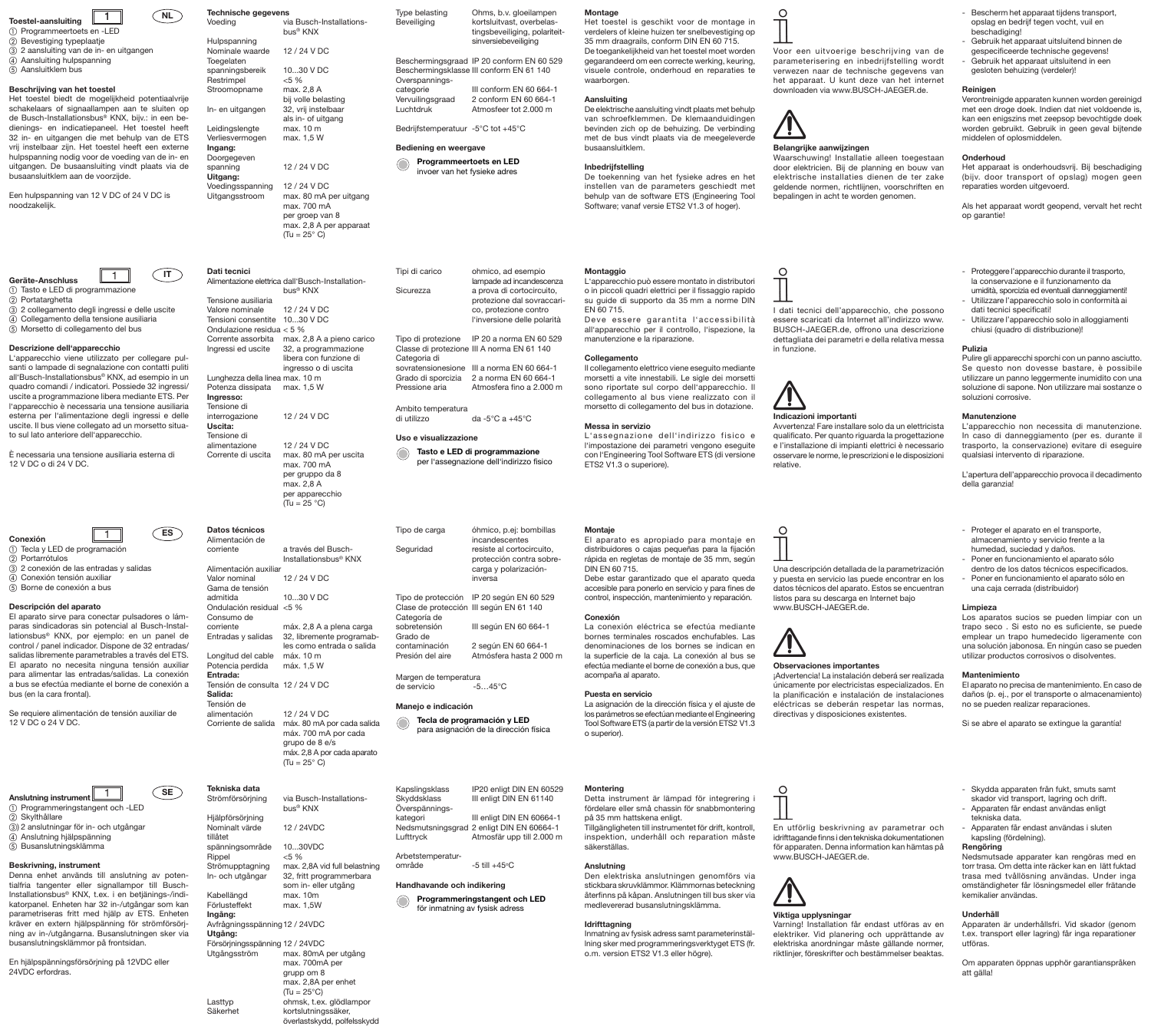## NL

### Toestel-aansluiting 1

① Programmeertoets en -LED
② Bevestiging typeplaatje
③ 2 aansluiting van de in- en uitgangen
④ Aansluiting hulpspanning
⑤ Aansluitklem bus

### Beschrijving van het toestel

Het toestel biedt de mogelijkheid potentiaalvrije schakelaars of signaallampen aan te sluiten op de Busch-Installationsbus® KNX, bijv.: in een bedienings- en indicatiepaneel. Het toestel heeft 32 in- en uitgangen die met behulp van de ETS vrij instelbaar zijn. Het toestel heeft een externe hulpspanning nodig voor de voeding van de in- en uitgangen. De busaansluiting vindt plaats via de busaansluitklem aan de voorzijde.

Een hulpspanning van 12 V DC of 24 V DC is noodzakelijk.

### Technische gegevens

| | |
|---|---|
| Voeding | via Busch-Installationsbus® KNX |
| Hulpspanning | |
| Nominale waarde | 12 / 24 V DC |
| Toegelaten spanningsbereik | 10...30 V DC |
| Restrimpel | <5 % |
| Stroomopname | max. 2,8 A bij volle belasting |
| In- en uitgangen | 32, vrij instelbaar als in- of uitgang |
| Leidingslengte | max. 10 m |
| Verliesvermogen | max. 1,5 W |
| **Ingang:** | |
| Doorgegeven spanning | 12 / 24 V DC |
| **Uitgang:** | |
| Voedingsspanning | 12 / 24 V DC |
| Uitgangsstroom | max. 80 mA per uitgang<br>max. 700 mA per groep van 8<br>max. 2,8 A per apparaat (Tu = 25° C) |
| Type belasting | Ohms, b.v. gloeilampen |
| Beveiliging | kortsluitvast, overbelastingsbeveiliging, polariteitsinversiebeveiliging |
| Beschermingsgraad | IP 20 conform EN 60 529 |
| Beschermingsklasse | III conform EN 61 140 |
| Overspanningscategorie | III conform EN 60 664-1 |
| Vervuilingsgraad | 2 conform EN 60 664-1 |
| Luchtdruk | Atmosfeer tot 2.000 m |
| Bedrijfstemperatuur | -5°C tot +45°C |

### Bediening en weergave

**Programmeertoets en LED**
invoer van het fysieke adres

### Montage

Het toestel is geschikt voor de montage in verdelers of kleine huizen ter snelbevestiging op 35 mm draagrails, conform DIN EN 60 715.
De toegankelijkheid van het toestel moet worden gegarandeerd om een correcte werking, keuring, visuele controle, onderhoud en reparaties te waarborgen.

### Aansluiting

De elektrische aansluiting vindt plaats met behulp van schroefklemmen. De klemaanduidingen bevinden zich op de behuizing. De verbinding met de bus vindt plaats via de meegeleverde busaansluitklem.

### Inbedrijfstelling

De toekenning van het fysieke adres en het instellen van de parameters geschiedt met behulp van de software ETS (Engineering Tool Software; vanaf versie ETS2 V1.3 of hoger).

Voor een uitvoerige beschrijving van de parameterisering en inbedrijfstelling wordt verwezen naar de technische gegevens van het apparaat. U kunt deze van het internet downloaden via www.BUSCH-JAEGER.de.

### Belangrijke aanwijzingen

Waarschuwing! Installatie alleen toegestaan door elektricien. Bij de planning en bouw van elektrische installaties dienen de ter zake geldende normen, richtlijnen, voorschriften en bepalingen in acht te worden genomen.

- Bescherm het apparaat tijdens transport, opslag en bedrijf tegen vocht, vuil en beschadiging!
- Gebruik het apparaat uitsluitend binnen de gespecificeerde technische gegevens!
- Gebruik het apparaat uitsluitend in een gesloten behuizing (verdeler)!

### Reinigen

Verontreinigde apparaten kunnen worden gereinigd met een droge doek. Indien dat niet voldoende is, kan een enigszins met zeepsop bevochtigde doek worden gebruikt. Gebruik in geen geval bijtende middelen of oplosmiddelen.

### Onderhoud

Het apparaat is onderhoudsvrij. Bij beschadiging (bijv. door transport of opslag) mogen geen reparaties worden uitgevoerd.

Als het apparaat wordt geopend, vervalt het recht op garantie!

## IT

### Geräte-Anschluss 1

① Tasto e LED di programmazione
② Portatarghetta
③ 2 collegamento degli ingressi e delle uscite
④ Collegamento della tensione ausiliaria
⑤ Morsetto di collegamento del bus

### Descrizione dell'apparecchio

L'apparecchio viene utilizzato per collegare pulsanti o lampade di segnalazione con contatti puliti all'Busch-Installationsbus® KNX, ad esempio in un quadro comandi / indicatori. Possiede 32 ingressi/uscite a programmazione libera mediante ETS. Per l'apparecchio è necessaria una tensione ausiliaria esterna per l'alimentazione degli ingressi e delle uscite. Il bus viene collegato ad un morsetto situato sul lato anteriore dell'apparecchio.

È necessaria una tensione ausiliaria esterna di 12 V DC o di 24 V DC.

### Dati tecnici

| | |
|---|---|
| Alimentazione elettrica | dall'Busch-Installationbus® KNX |
| Tensione ausiliaria | |
| Valore nominale | 12 / 24 V DC |
| Tensioni consentite | 10...30 V DC |
| Ondulazione residua | < 5 % |
| Corrente assorbita | max. 2,8 A a pieno carico |
| Ingressi ed uscite | 32, a programmazione libera con funzione di ingresso o di uscita |
| Lunghezza della linea | max. 10 m |
| Potenza dissipata | max. 1,5 W |
| **Ingresso:** | |
| Tensione di interrogazione | 12 / 24 V DC |
| **Uscita:** | |
| Tensione di alimentazione | 12 / 24 V DC |
| Corrente di uscita | max. 80 mA per uscita<br>max. 700 mA per gruppo da 8<br>max. 2,8 A per apparecchio (Tu = 25 °C) |
| Tipi di carico | ohmico, ad esempio lampade ad incandescenza |
| Sicurezza | a prova di cortocircuito, protezione dal sovraccarico, protezione contro l'inversione delle polarità |
| Tipo di protezione | IP 20 a norma EN 60 529 |
| Classe di protezione | III A norma EN 61 140 |
| Categoria di sovratensione | III a norma EN 60 664-1 |
| Grado di sporcizia | 2 a norma EN 60 664-1 |
| Pressione aria | Atmosfera fino a 2.000 m |
| Ambito temperatura di utilizzo | da -5°C a +45°C |

### Uso e visualizzazione

**Tasto e LED di programmazione**
per l'assegnazione dell'indirizzo fisico

### Montaggio

L'apparecchio può essere montato in distributori o in piccoli quadri elettrici per il fissaggio rapido su guide di supporto da 35 mm a norma DIN EN 60 715.
Deve essere garantita l'accessibilità all'apparecchio per il controllo, l'ispezione, la manutenzione e la riparazione.

### Collegamento

Il collegamento elettrico viene eseguito mediante morsetti a vite innestabili. Le sigle dei morsetti sono riportate sul corpo dell'apparecchio. Il collegamento al bus viene realizzato con il morsetto di collegamento del bus in dotazione.

### Messa in servizio

L'assegnazione dell'indirizzo fisico e l'impostazione dei parametri vengono eseguite con l'Engineering Tool Software ETS (di versione ETS2 V1.3 o superiore).

I dati tecnici dell'apparecchio, che possono essere scaricati da Internet all'indirizzo www.BUSCH-JAEGER.de, offrono una descrizione dettagliata dei parametri e della relativa messa in funzione.

### Indicazioni importanti

Avvertenza! Fare installare solo da un elettricista qualificato. Per quanto riguarda la progettazione e l'installazione di impianti elettrici è necessario osservare le norme, le prescrizioni e le disposizioni relative.

- Proteggere l'apparecchio durante il trasporto, la conservazione e il funzionamento da umidità, sporcizia ed eventuali danneggiamenti!
- Utilizzare l'apparecchio solo in conformità ai dati tecnici specificati!
- Utilizzare l'apparecchio solo in alloggiamenti chiusi (quadro di distribuzione)!

### Pulizia

Pulire gli apparecchi sporchi con un panno asciutto. Se questo non dovesse bastare, è possibile utilizzare un panno leggermente inumidito con una soluzione di sapone. Non utilizzare mai sostanze o soluzioni corrosive.

### Manutenzione

L'apparecchio non necessita di manutenzione. In caso di danneggiamento (per es. durante il trasporto, la conservazione) evitare di eseguire qualsiasi intervento di riparazione.

L'apertura dell'apparecchio provoca il decadimento della garanzia!

## ES

### Conexión 1

① Tecla y LED de programación
② Portarrótulos
③ 2 conexión de las entradas y salidas
④ Conexión tensión auxiliar
⑤ Borne de conexión a bus

### Descripción del aparato

El aparato sirve para conectar pulsadores o lámparas sindicadoras sin potencial al Busch-Installationsbus® KNX, por ejemplo: en un panel de control / panel indicador. Dispone de 32 entradas/salidas libremente parametrables a través del ETS. El aparato no necesita ninguna tensión auxiliar para alimentar las entradas/salidas. La conexión a bus se efectúa mediante el borne de conexión a bus (en la cara frontal).

Se requiere alimentación de tensión auxiliar de 12 V DC o 24 V DC.

### Datos técnicos

| | |
|---|---|
| Alimentación de corriente | a través del Busch-Installationsbus® KNX |
| Alimentación auxiliar | |
| Valor nominal | 12 / 24 V DC |
| Gama de tensión admitida | 10...30 V DC |
| Ondulación residual | <5 % |
| Consumo de corriente | máx. 2,8 A a plena carga |
| Entradas y salidas | 32, libremente programables como entrada o salida |
| Longitud del cable | máx. 10 m |
| Potencia perdida | máx. 1,5 W |
| **Entrada:** | |
| Tensión de consulta | 12 / 24 V DC |
| **Salida:** | |
| Tensión de alimentación | 12 / 24 V DC |
| Corriente de salida | máx. 80 mA por cada salida<br>máx. 700 mA por cada grupo de 8 e/s<br>máx. 2,8 A por cada aparato (Tu = 25° C) |
| Tipo de carga | óhmico, p.ej: bombillas incandescentes |
| Seguridad | resiste al cortocircuito, protección contra sobrecarga y polarización-inversa |
| Tipo de protección | IP 20 según EN 60 529 |
| Clase de protección | III según EN 61 140 |
| Categoría de sobretensión | III según EN 60 664-1 |
| Grado de contaminación | 2 según EN 60 664-1 |
| Presión del aire | Atmósfera hasta 2 000 m |
| Margen de temperatura de servicio | -5…45°C |

### Manejo e indicación

**Tecla de programación y LED**
para asignación de la dirección física

### Montaje

El aparato es apropiado para montaje en distribuidores o cajas pequeñas para la fijación rápida en regletas de montaje de 35 mm, según DIN EN 60 715.
Debe estar garantizado que el aparato queda accesible para ponerlo en servicio y para fines de control, inspección, mantenimiento y reparación.

### Conexión

La conexión eléctrica se efectúa mediante bornes terminales roscados enchufables. Las denominaciones de los bornes se indican en la superficie de la caja. La conexión al bus se efectúa mediante el borne de conexión a bus, que acompaña al aparato.

### Puesta en servicio

La asignación de la dirección física y el ajuste de los parámetros se efectúan mediante el Engineering Tool Software ETS (a partir de la versión ETS2 V1.3 o superior).

Una descripción detallada de la parametrización y puesta en servicio las puede encontrar en los datos técnicos del aparato. Estos se encuentran listos para su descarga en Internet bajo www.BUSCH-JAEGER.de.

### Observaciones importantes

¡Advertencia! La instalación deberá ser realizada únicamente por electricistas especializados. En la planificación e instalación de instalaciones eléctricas se deberán respetar las normas, directivas y disposiciones existentes.

- Proteger el aparato en el transporte, almacenamiento y servicio frente a la humedad, suciedad y daños.
- Poner en funcionamiento el aparato sólo dentro de los datos técnicos especificados.
- Poner en funcionamiento el aparato sólo en una caja cerrada (distribuidor)

### Limpieza

Los aparatos sucios se pueden limpiar con un trapo seco . Si esto no es suficiente, se puede emplear un trapo humedecido ligeramente con una solución jabonosa. En ningún caso se pueden utilizar productos corrosivos o disolventes.

### Mantenimiento

El aparato no precisa de mantenimiento. En caso de daños (p. ej., por el transporte o almacenamiento) no se pueden realizar reparaciones.

Si se abre el aparato se extingue la garantía!

## SE

### Anslutning instrument 1

① Programmeringstangent och -LED
② Skylthållare
③ 2 anslutningar för in- och utgångar
④ Anslutning hjälpspänning
⑤ Busanslutningsklämma

### Beskrivning, instrument

Denna enhet används till anslutning av potentialfria tangenter eller signallampor till Busch-Installationsbus® KNX, t.ex. i en betjänings-/indikatorpanel. Enheten har 32 in-/utgångar som kan parametriseras fritt med hjälp av ETS. Enheten kräver en extern hjälpspänning för strömförsörjning av in-/utgångarna. Busanslutningen sker via busanslutningsklämmor på frontsidan.

En hjälpspänningsförsörjning på 12VDC eller 24VDC erfordras.

### Tekniska data

| | |
|---|---|
| Strömförsörjning | via Busch-Installationsbus® KNX |
| Hjälpförsörjning | |
| Nominalt värde | 12 / 24VDC |
| tillåtet spänningsområde | 10...30VDC |
| Rippel | <5 % |
| Strömupptagning | max. 2,8A vid full belastning |
| In- och utgångar | 32, fritt programmerbara som in- eller utgång |
| Kabellängd | max. 10m |
| Förlusteffekt | max. 1,5W |
| **Ingång:** | |
| Avfrågningsspänning | 12 / 24VDC |
| **Utgång:** | |
| Försörjningsspänning | 12 / 24VDC |
| Utgångsström | max. 80mA per utgång<br>max. 700mA per grupp om 8<br>max. 2,8A per enhet (Tu = 25°C) |
| Lasttyp | ohmsk, t.ex. glödlampor |
| Säkerhet | kortslutningssäker, överlastskydd, polfelsskydd |
| Kapslingsklass | IP20 enligt DIN EN 60529 |
| Skyddsklass | III enligt DIN EN 61140 |
| Överspänningskategori | III enligt DIN EN 60664-1 |
| Nedsmutsningsgrad | 2 enligt DIN EN 60664-1 |
| Lufttryck | Atmosfär upp till 2.000 m |
| Arbetstemperaturområde | -5 till +45°C |

### Handhavande och indikering

**Programmeringstangent och LED**
för inmatning av fysisk adress

### Montering

Detta instrument är lämpad för integrering i fördelare eller små chassin för snabbmontering på 35 mm hattskena enligt.
Tillgängligheten till instrumentet för drift, kontroll, inspektion, underhåll och reparation måste säkerställas.

### Anslutning

Den elektriska anslutningen genomförs via stickbara skruvklämmor. Klämmornas beteckning återfinns på kåpan. Anslutningen till bus sker via medlevererad busanslutningsklämma.

### Idrifttagning

Inmatning av fysisk adress samt parameterinställning sker med programmeringsverktyget ETS (fr. o.m. version ETS2 V1.3 eller högre).

En utförlig beskrivning av parametrar och idrifttagande finns i den tekniska dokumentationen för apparaten. Denna information kan hämtas på www.BUSCH-JAEGER.de.

### Viktiga upplysningar

Varning! Installation får endast utföras av en elektriker. Vid planering och upprättande av elektriska anordningar måste gällande normer, riktlinjer, föreskrifter och bestämmelser beaktas.

- Skydda apparaten från fukt, smuts samt skador vid transport, lagring och drift.
- Apparaten får endast användas enligt tekniska data.
- Apparaten får endast användas i sluten kapsling (fördelning).

### Rengöring

Nedsmutsade apparater kan rengöras med en torr trasa. Om detta inte räcker kan en lätt fuktad trasa med tvållösning användas. Under inga omständigheter får lösningsmedel eller frätande kemikalier användas.

### Underhåll

Apparaten är underhållsfri. Vid skador (genom t.ex. transport eller lagring) får inga reparationer utföras.

Om apparaten öppnas upphör garantianspråken att gälla!